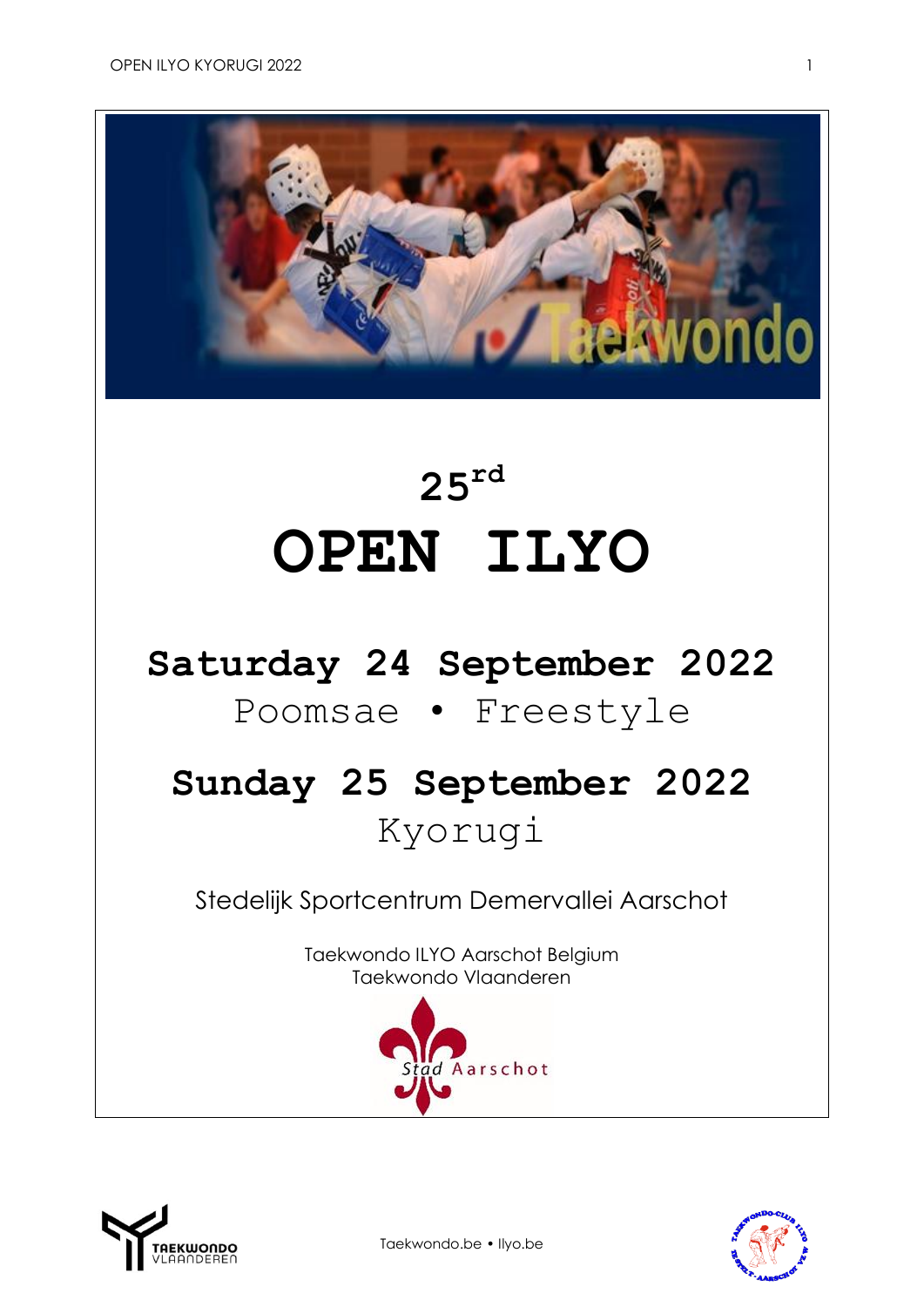# 25rd

# OPEN ILYO

## Saturday 24 September 2022

Poomsae • Freestyle

## Sunday 25 September 2022

Kyorugi

Stedelijk Sportcentrum Demervallei Aarschot

Taekwondo ILYO Aarschot Belgium
Taekwondo Vlaanderen

Stad Aarschot

Taekwondo.be • Ilyo.be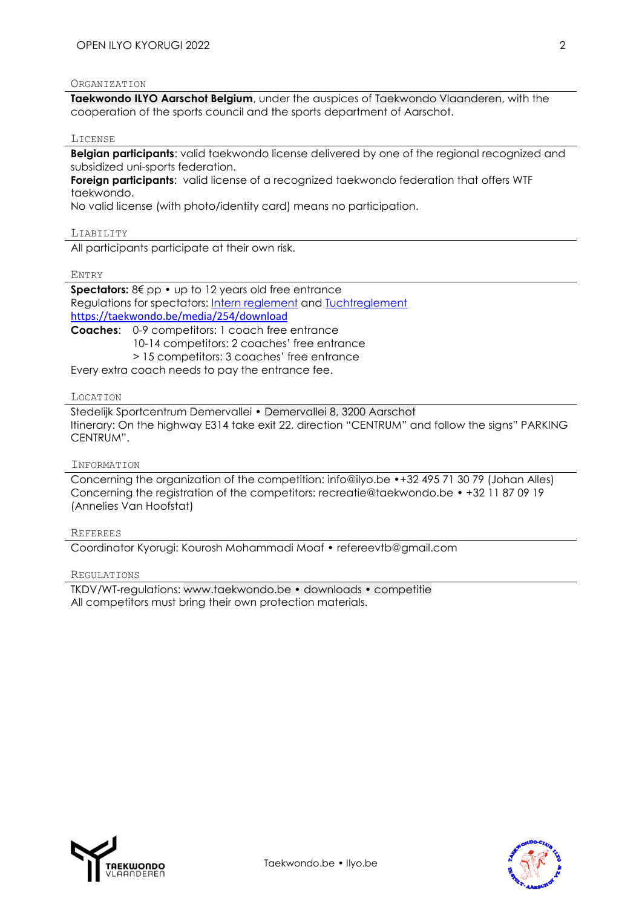## Organization

**Taekwondo ILYO Aarschot Belgium**, under the auspices of Taekwondo Vlaanderen, with the cooperation of the sports council and the sports department of Aarschot.

## License

**Belgian participants**: valid taekwondo license delivered by one of the regional recognized and subsidized uni-sports federation.
**Foreign participants**: valid license of a recognized taekwondo federation that offers WTF taekwondo.
No valid license (with photo/identity card) means no participation.

## Liability

All participants participate at their own risk.

## Entry

**Spectators:** 8€ pp • up to 12 years old free entrance
Regulations for spectators: Intern reglement and Tuchtreglement
https://taekwondo.be/media/254/download

**Coaches**: 0-9 competitors: 1 coach free entrance
10-14 competitors: 2 coaches' free entrance
> 15 competitors: 3 coaches' free entrance

Every extra coach needs to pay the entrance fee.

## Location

Stedelijk Sportcentrum Demervallei • Demervallei 8, 3200 Aarschot
Itinerary: On the highway E314 take exit 22, direction "CENTRUM" and follow the signs" PARKING CENTRUM".

## Information

Concerning the organization of the competition: info@ilyo.be •+32 495 71 30 79 (Johan Alles)
Concerning the registration of the competitors: recreatie@taekwondo.be • +32 11 87 09 19 (Annelies Van Hoofstat)

## Referees

Coordinator Kyorugi: Kourosh Mohammadi Moaf • refereevtb@gmail.com

## Regulations

TKDV/WT-regulations: www.taekwondo.be • downloads • competitie
All competitors must bring their own protection materials.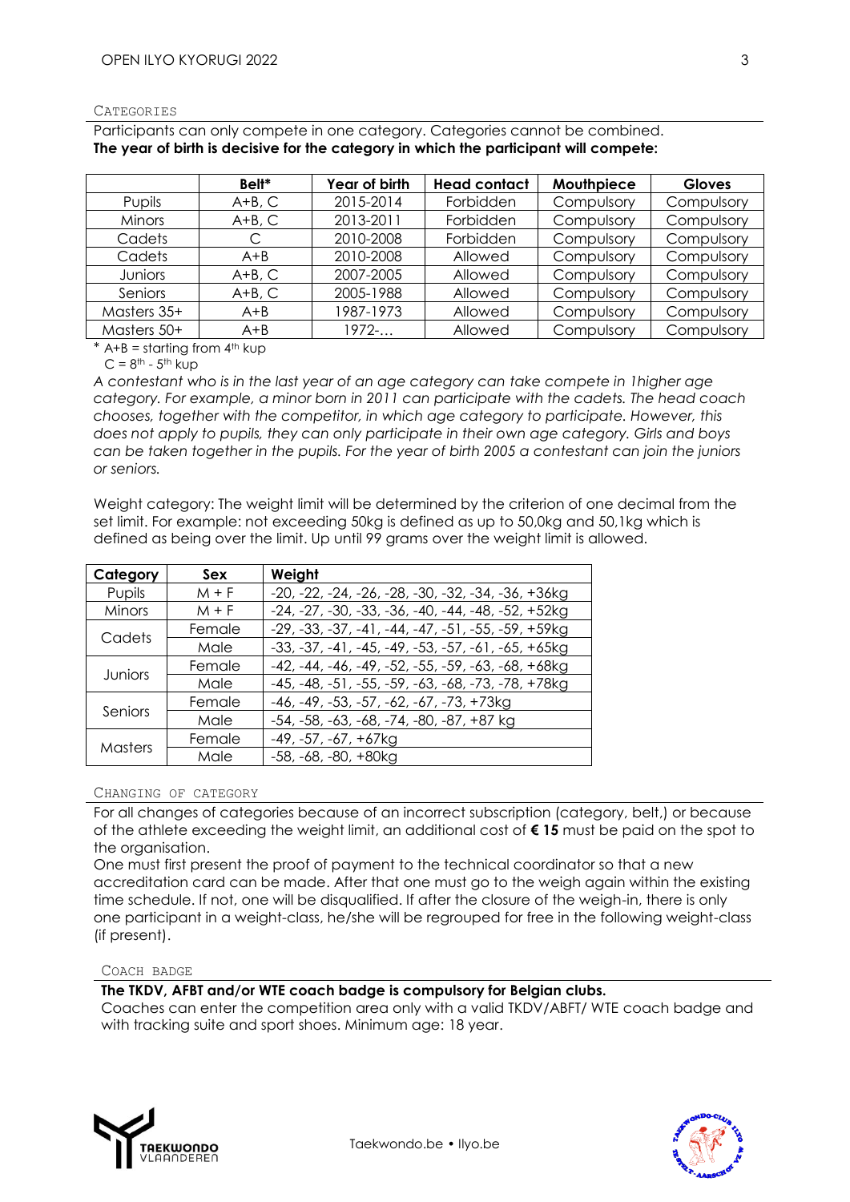## CATEGORIES

Participants can only compete in one category. Categories cannot be combined.
**The year of birth is decisive for the category in which the participant will compete:**

| | Belt* | Year of birth | Head contact | Mouthpiece | Gloves |
|---|---|---|---|---|---|
| Pupils | A+B, C | 2015-2014 | Forbidden | Compulsory | Compulsory |
| Minors | A+B, C | 2013-2011 | Forbidden | Compulsory | Compulsory |
| Cadets | C | 2010-2008 | Forbidden | Compulsory | Compulsory |
| Cadets | A+B | 2010-2008 | Allowed | Compulsory | Compulsory |
| Juniors | A+B, C | 2007-2005 | Allowed | Compulsory | Compulsory |
| Seniors | A+B, C | 2005-1988 | Allowed | Compulsory | Compulsory |
| Masters 35+ | A+B | 1987-1973 | Allowed | Compulsory | Compulsory |
| Masters 50+ | A+B | 1972-… | Allowed | Compulsory | Compulsory |

\* A+B = starting from 4th kup
C = 8th - 5th kup

*A contestant who is in the last year of an age category can take compete in 1higher age category. For example, a minor born in 2011 can participate with the cadets. The head coach chooses, together with the competitor, in which age category to participate. However, this does not apply to pupils, they can only participate in their own age category. Girls and boys can be taken together in the pupils. For the year of birth 2005 a contestant can join the juniors or seniors.*

Weight category: The weight limit will be determined by the criterion of one decimal from the set limit. For example: not exceeding 50kg is defined as up to 50,0kg and 50,1kg which is defined as being over the limit. Up until 99 grams over the weight limit is allowed.

| Category | Sex | Weight |
|---|---|---|
| Pupils | M + F | -20, -22, -24, -26, -28, -30, -32, -34, -36, +36kg |
| Minors | M + F | -24, -27, -30, -33, -36, -40, -44, -48, -52, +52kg |
| Cadets | Female | -29, -33, -37, -41, -44, -47, -51, -55, -59, +59kg |
| | Male | -33, -37, -41, -45, -49, -53, -57, -61, -65, +65kg |
| Juniors | Female | -42, -44, -46, -49, -52, -55, -59, -63, -68, +68kg |
| | Male | -45, -48, -51, -55, -59, -63, -68, -73, -78, +78kg |
| Seniors | Female | -46, -49, -53, -57, -62, -67, -73, +73kg |
| | Male | -54, -58, -63, -68, -74, -80, -87, +87 kg |
| Masters | Female | -49, -57, -67, +67kg |
| | Male | -58, -68, -80, +80kg |

## CHANGING OF CATEGORY

For all changes of categories because of an incorrect subscription (category, belt,) or because of the athlete exceeding the weight limit, an additional cost of **€ 15** must be paid on the spot to the organisation.
One must first present the proof of payment to the technical coordinator so that a new accreditation card can be made. After that one must go to the weigh again within the existing time schedule. If not, one will be disqualified. If after the closure of the weigh-in, there is only one participant in a weight-class, he/she will be regrouped for free in the following weight-class (if present).

## COACH BADGE

**The TKDV, AFBT and/or WTE coach badge is compulsory for Belgian clubs.**
Coaches can enter the competition area only with a valid TKDV/ABFT/ WTE coach badge and with tracking suite and sport shoes. Minimum age: 18 year.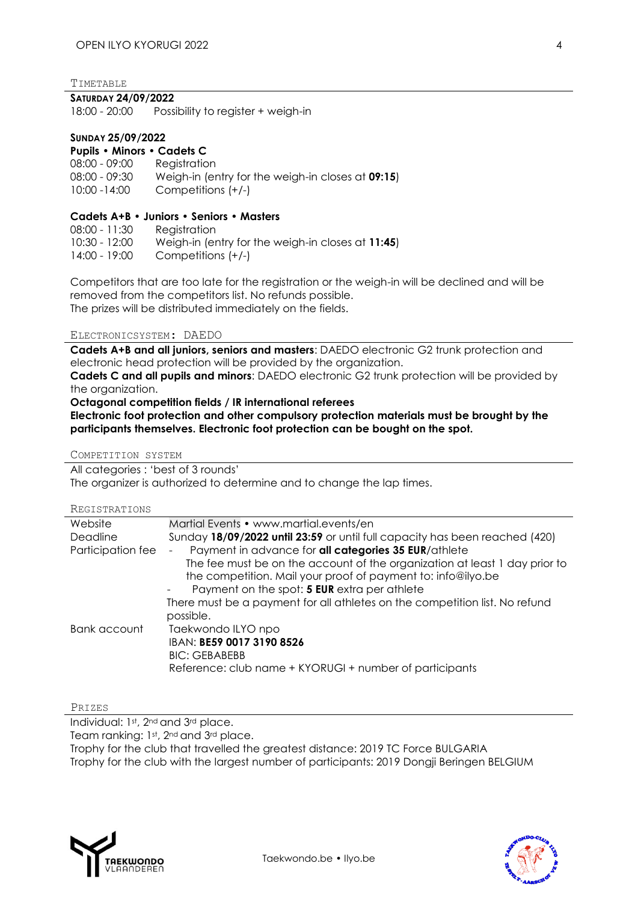## TIMETABLE

**SATURDAY 24/09/2022**

18:00 - 20:00 Possibility to register + weigh-in

**SUNDAY 25/09/2022**

**Pupils • Minors • Cadets C**

08:00 - 09:00 Registration
08:00 - 09:30 Weigh-in (entry for the weigh-in closes at **09:15**)
10:00 -14:00 Competitions (+/-)

**Cadets A+B • Juniors • Seniors • Masters**

08:00 - 11:30 Registration
10:30 - 12:00 Weigh-in (entry for the weigh-in closes at **11:45**)
14:00 - 19:00 Competitions (+/-)

Competitors that are too late for the registration or the weigh-in will be declined and will be removed from the competitors list. No refunds possible.
The prizes will be distributed immediately on the fields.

## ELECTRONICSYSTEM: DAEDO

**Cadets A+B and all juniors, seniors and masters**: DAEDO electronic G2 trunk protection and electronic head protection will be provided by the organization.
**Cadets C and all pupils and minors**: DAEDO electronic G2 trunk protection will be provided by the organization.
**Octagonal competition fields / IR international referees**
**Electronic foot protection and other compulsory protection materials must be brought by the participants themselves. Electronic foot protection can be bought on the spot.**

## COMPETITION SYSTEM

All categories : 'best of 3 rounds'
The organizer is authorized to determine and to change the lap times.

## REGISTRATIONS

| | |
|---|---|
| Website | Martial Events • www.martial.events/en |
| Deadline | Sunday **18/09/2022 until 23:59** or until full capacity has been reached (420) |
| Participation fee | - Payment in advance for **all categories 35 EUR**/athlete<br>The fee must be on the account of the organization at least 1 day prior to the competition. Mail your proof of payment to: info@ilyo.be<br>- Payment on the spot: **5 EUR** extra per athlete<br>There must be a payment for all athletes on the competition list. No refund possible. |
| Bank account | Taekwondo ILYO npo<br>IBAN: **BE59 0017 3190 8526**<br>BIC: GEBABEBB<br>Reference: club name + KYORUGI + number of participants |

## PRIZES

Individual: 1st, 2nd and 3rd place.
Team ranking: 1st, 2nd and 3rd place.
Trophy for the club that travelled the greatest distance: 2019 TC Force BULGARIA
Trophy for the club with the largest number of participants: 2019 Dongji Beringen BELGIUM

Taekwondo.be • Ilyo.be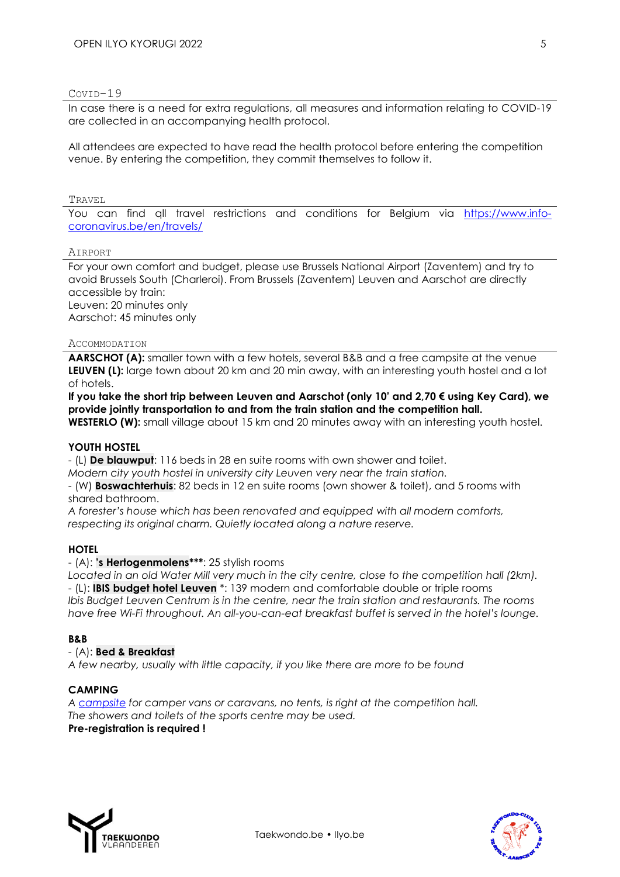## COVID-19

In case there is a need for extra regulations, all measures and information relating to COVID-19 are collected in an accompanying health protocol.

All attendees are expected to have read the health protocol before entering the competition venue. By entering the competition, they commit themselves to follow it.

## TRAVEL

You can find qll travel restrictions and conditions for Belgium via https://www.info-coronavirus.be/en/travels/

## AIRPORT

For your own comfort and budget, please use Brussels National Airport (Zaventem) and try to avoid Brussels South (Charleroi). From Brussels (Zaventem) Leuven and Aarschot are directly accessible by train:
Leuven: 20 minutes only
Aarschot: 45 minutes only

## ACCOMMODATION

**AARSCHOT (A):** smaller town with a few hotels, several B&B and a free campsite at the venue
**LEUVEN (L):** large town about 20 km and 20 min away, with an interesting youth hostel and a lot of hotels.
**If you take the short trip between Leuven and Aarschot (only 10' and 2,70 € using Key Card), we provide jointly transportation to and from the train station and the competition hall.**
**WESTERLO (W):** small village about 15 km and 20 minutes away with an interesting youth hostel.

### YOUTH HOSTEL

- (L) **De blauwput**: 116 beds in 28 en suite rooms with own shower and toilet.
*Modern city youth hostel in university city Leuven very near the train station.*
- (W) **Boswachterhuis**: 82 beds in 12 en suite rooms (own shower & toilet), and 5 rooms with shared bathroom.
*A forester's house which has been renovated and equipped with all modern comforts, respecting its original charm. Quietly located along a nature reserve.*

### HOTEL

- (A): **'s Hertogenmolens\*\*\***: 25 stylish rooms
*Located in an old Water Mill very much in the city centre, close to the competition hall (2km).*
- (L): **IBIS budget hotel Leuven** \*: 139 modern and comfortable double or triple rooms
*Ibis Budget Leuven Centrum is in the centre, near the train station and restaurants. The rooms have free Wi-Fi throughout. An all-you-can-eat breakfast buffet is served in the hotel's lounge.*

### B&B

- (A): **Bed & Breakfast**
*A few nearby, usually with little capacity, if you like there are more to be found*

### CAMPING

*A campsite for camper vans or caravans, no tents, is right at the competition hall.*
*The showers and toilets of the sports centre may be used.*
**Pre-registration is required !**

Taekwondo.be • Ilyo.be